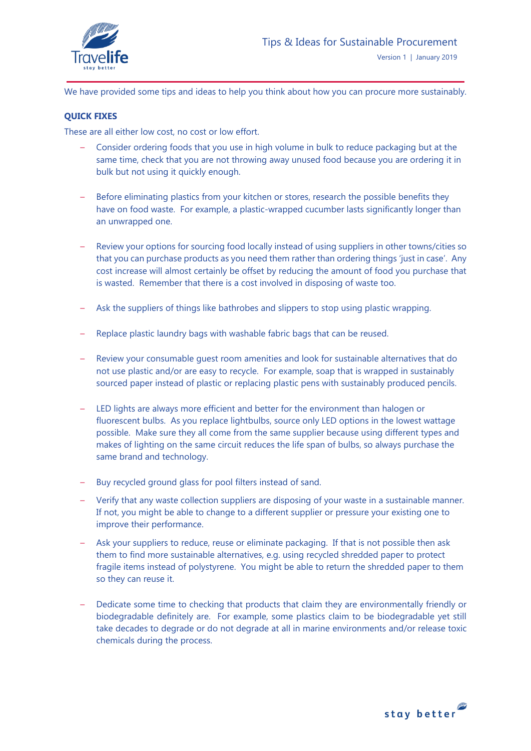# Tips & Ideas for Sustainable Procurement

Version 1 | January 2019

We have provided some tips and ideas to help you think about how you can procure more sustainably.

**QUICK FIXES**

These are all either low cost, no cost or low effort.

- Consider ordering foods that you use in high volume in bulk to reduce packaging but at the same time, check that you are not throwing away unused food because you are ordering it in bulk but not using it quickly enough.

- Before eliminating plastics from your kitchen or stores, research the possible benefits they have on food waste. For example, a plastic-wrapped cucumber lasts significantly longer than an unwrapped one.

- Review your options for sourcing food locally instead of using suppliers in other towns/cities so that you can purchase products as you need them rather than ordering things 'just in case'. Any cost increase will almost certainly be offset by reducing the amount of food you purchase that is wasted. Remember that there is a cost involved in disposing of waste too.

- Ask the suppliers of things like bathrobes and slippers to stop using plastic wrapping.

- Replace plastic laundry bags with washable fabric bags that can be reused.

- Review your consumable guest room amenities and look for sustainable alternatives that do not use plastic and/or are easy to recycle. For example, soap that is wrapped in sustainably sourced paper instead of plastic or replacing plastic pens with sustainably produced pencils.

- LED lights are always more efficient and better for the environment than halogen or fluorescent bulbs. As you replace lightbulbs, source only LED options in the lowest wattage possible. Make sure they all come from the same supplier because using different types and makes of lighting on the same circuit reduces the life span of bulbs, so always purchase the same brand and technology.

- Buy recycled ground glass for pool filters instead of sand.
- Verify that any waste collection suppliers are disposing of your waste in a sustainable manner. If not, you might be able to change to a different supplier or pressure your existing one to improve their performance.
- Ask your suppliers to reduce, reuse or eliminate packaging. If that is not possible then ask them to find more sustainable alternatives, e.g. using recycled shredded paper to protect fragile items instead of polystyrene. You might be able to return the shredded paper to them so they can reuse it.

- Dedicate some time to checking that products that claim they are environmentally friendly or biodegradable definitely are. For example, some plastics claim to be biodegradable yet still take decades to degrade or do not degrade at all in marine environments and/or release toxic chemicals during the process.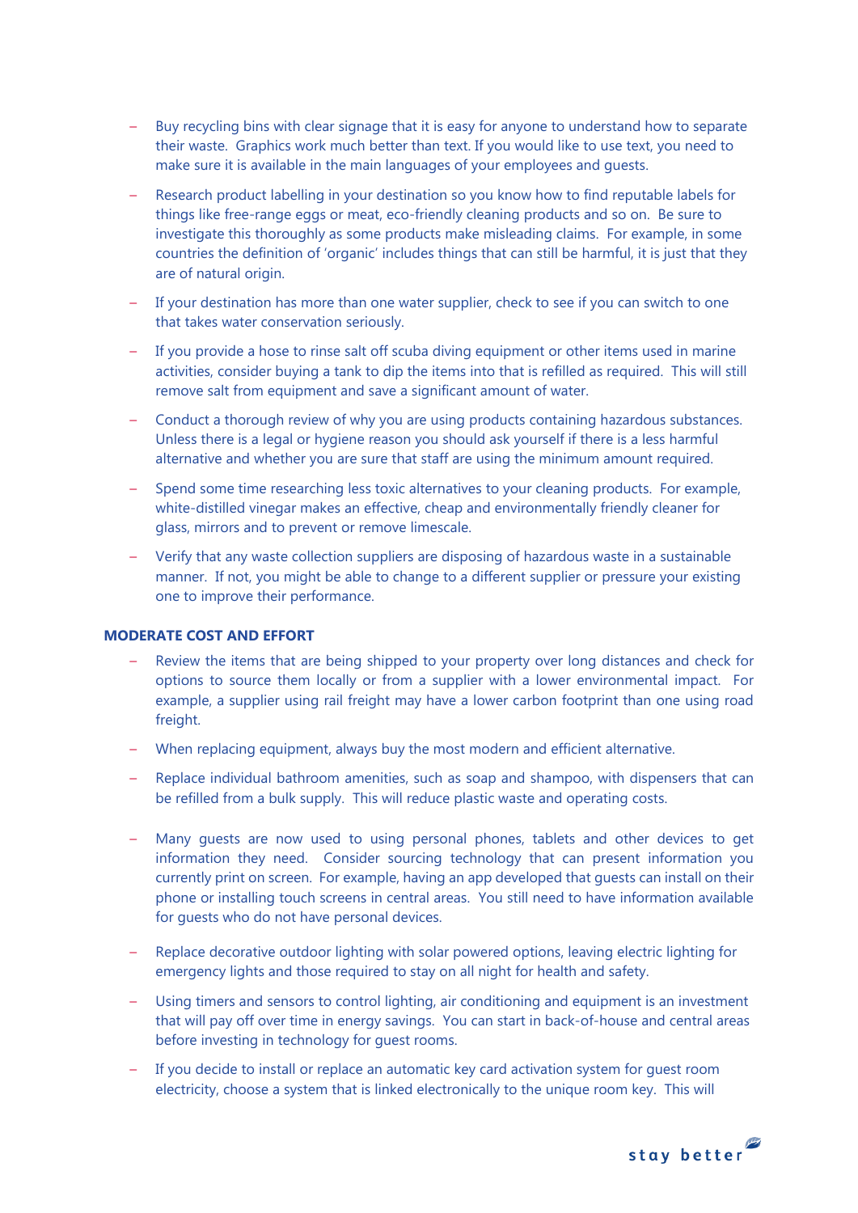- Buy recycling bins with clear signage that it is easy for anyone to understand how to separate their waste. Graphics work much better than text. If you would like to use text, you need to make sure it is available in the main languages of your employees and guests.
- Research product labelling in your destination so you know how to find reputable labels for things like free-range eggs or meat, eco-friendly cleaning products and so on. Be sure to investigate this thoroughly as some products make misleading claims. For example, in some countries the definition of 'organic' includes things that can still be harmful, it is just that they are of natural origin.
- If your destination has more than one water supplier, check to see if you can switch to one that takes water conservation seriously.
- If you provide a hose to rinse salt off scuba diving equipment or other items used in marine activities, consider buying a tank to dip the items into that is refilled as required. This will still remove salt from equipment and save a significant amount of water.
- Conduct a thorough review of why you are using products containing hazardous substances. Unless there is a legal or hygiene reason you should ask yourself if there is a less harmful alternative and whether you are sure that staff are using the minimum amount required.
- Spend some time researching less toxic alternatives to your cleaning products. For example, white-distilled vinegar makes an effective, cheap and environmentally friendly cleaner for glass, mirrors and to prevent or remove limescale.
- Verify that any waste collection suppliers are disposing of hazardous waste in a sustainable manner. If not, you might be able to change to a different supplier or pressure your existing one to improve their performance.

**MODERATE COST AND EFFORT**

- Review the items that are being shipped to your property over long distances and check for options to source them locally or from a supplier with a lower environmental impact. For example, a supplier using rail freight may have a lower carbon footprint than one using road freight.
- When replacing equipment, always buy the most modern and efficient alternative.
- Replace individual bathroom amenities, such as soap and shampoo, with dispensers that can be refilled from a bulk supply. This will reduce plastic waste and operating costs.
- Many guests are now used to using personal phones, tablets and other devices to get information they need. Consider sourcing technology that can present information you currently print on screen. For example, having an app developed that guests can install on their phone or installing touch screens in central areas. You still need to have information available for guests who do not have personal devices.
- Replace decorative outdoor lighting with solar powered options, leaving electric lighting for emergency lights and those required to stay on all night for health and safety.
- Using timers and sensors to control lighting, air conditioning and equipment is an investment that will pay off over time in energy savings. You can start in back-of-house and central areas before investing in technology for guest rooms.
- If you decide to install or replace an automatic key card activation system for guest room electricity, choose a system that is linked electronically to the unique room key. This will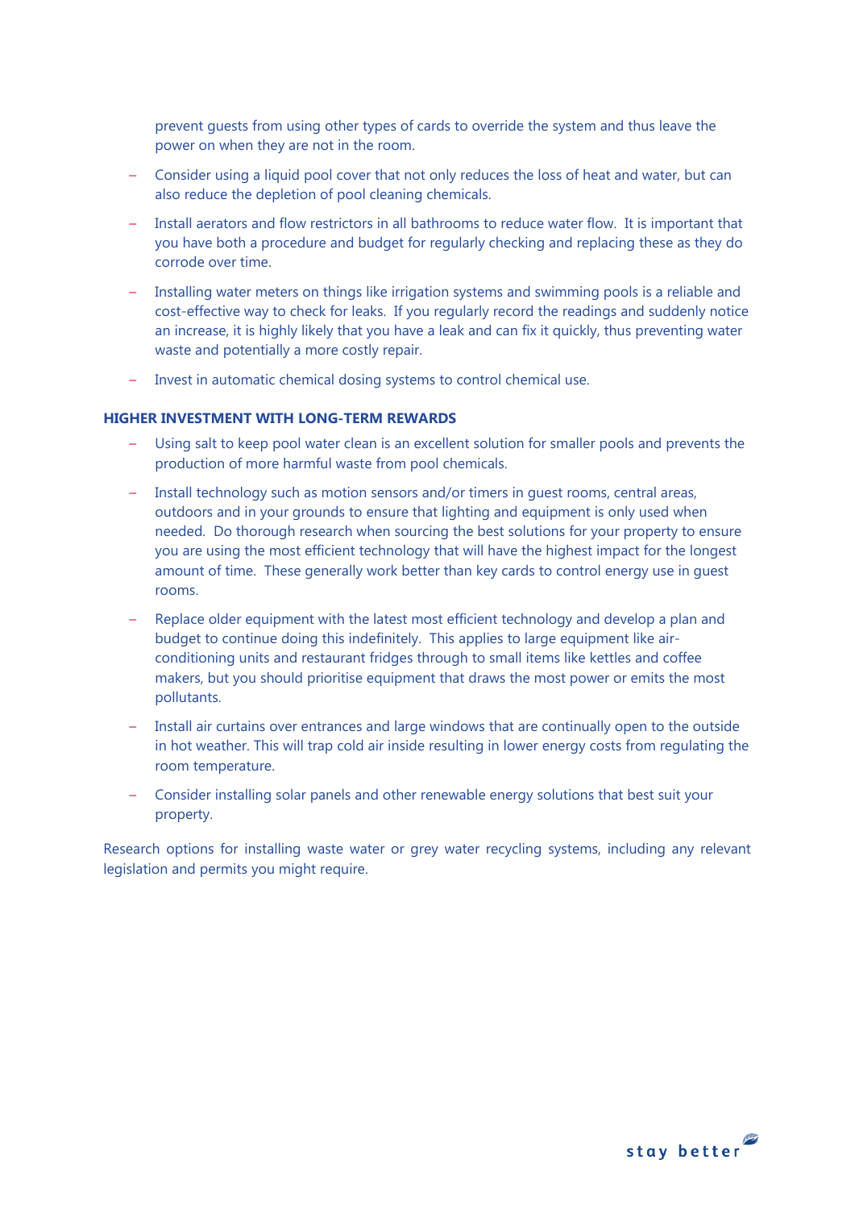prevent guests from using other types of cards to override the system and thus leave the power on when they are not in the room.

- Consider using a liquid pool cover that not only reduces the loss of heat and water, but can also reduce the depletion of pool cleaning chemicals.
- Install aerators and flow restrictors in all bathrooms to reduce water flow. It is important that you have both a procedure and budget for regularly checking and replacing these as they do corrode over time.
- Installing water meters on things like irrigation systems and swimming pools is a reliable and cost-effective way to check for leaks. If you regularly record the readings and suddenly notice an increase, it is highly likely that you have a leak and can fix it quickly, thus preventing water waste and potentially a more costly repair.
- Invest in automatic chemical dosing systems to control chemical use.

**HIGHER INVESTMENT WITH LONG-TERM REWARDS**

- Using salt to keep pool water clean is an excellent solution for smaller pools and prevents the production of more harmful waste from pool chemicals.
- Install technology such as motion sensors and/or timers in guest rooms, central areas, outdoors and in your grounds to ensure that lighting and equipment is only used when needed. Do thorough research when sourcing the best solutions for your property to ensure you are using the most efficient technology that will have the highest impact for the longest amount of time. These generally work better than key cards to control energy use in guest rooms.
- Replace older equipment with the latest most efficient technology and develop a plan and budget to continue doing this indefinitely. This applies to large equipment like air-conditioning units and restaurant fridges through to small items like kettles and coffee makers, but you should prioritise equipment that draws the most power or emits the most pollutants.
- Install air curtains over entrances and large windows that are continually open to the outside in hot weather. This will trap cold air inside resulting in lower energy costs from regulating the room temperature.
- Consider installing solar panels and other renewable energy solutions that best suit your property.

Research options for installing waste water or grey water recycling systems, including any relevant legislation and permits you might require.